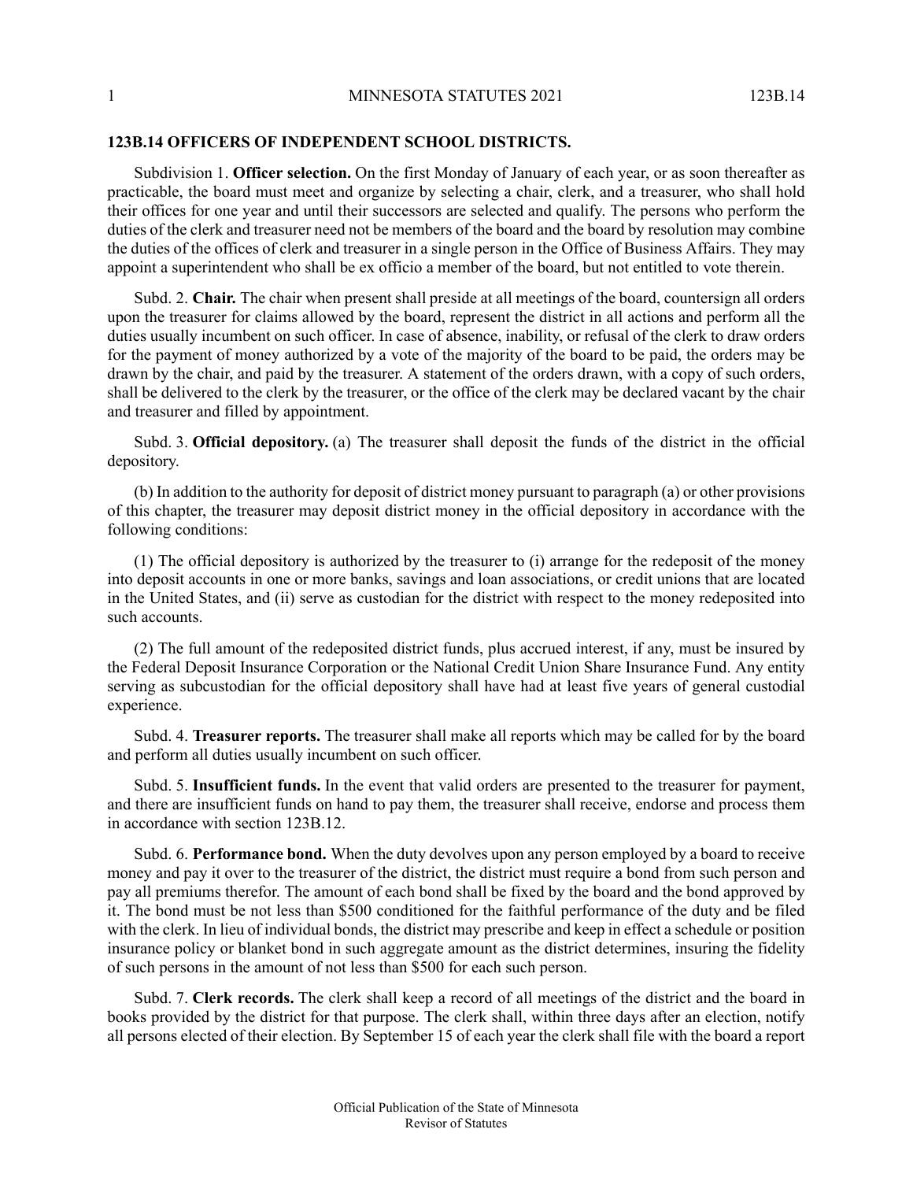## 123B.14 OFFICERS OF INDEPENDENT SCHOOL DISTRICTS.

Subdivision 1. **Officer selection.** On the first Monday of January of each year, or as soon thereafter as practicable, the board must meet and organize by selecting a chair, clerk, and a treasurer, who shall hold their offices for one year and until their successors are selected and qualify. The persons who perform the duties of the clerk and treasurer need not be members of the board and the board by resolution may combine the duties of the offices of clerk and treasurer in a single person in the Office of Business Affairs. They may appoint a superintendent who shall be ex officio a member of the board, but not entitled to vote therein.

Subd. 2. **Chair.** The chair when present shall preside at all meetings of the board, countersign all orders upon the treasurer for claims allowed by the board, represent the district in all actions and perform all the duties usually incumbent on such officer. In case of absence, inability, or refusal of the clerk to draw orders for the payment of money authorized by a vote of the majority of the board to be paid, the orders may be drawn by the chair, and paid by the treasurer. A statement of the orders drawn, with a copy of such orders, shall be delivered to the clerk by the treasurer, or the office of the clerk may be declared vacant by the chair and treasurer and filled by appointment.

Subd. 3. **Official depository.** (a) The treasurer shall deposit the funds of the district in the official depository.

(b) In addition to the authority for deposit of district money pursuant to paragraph (a) or other provisions of this chapter, the treasurer may deposit district money in the official depository in accordance with the following conditions:

(1) The official depository is authorized by the treasurer to (i) arrange for the redeposit of the money into deposit accounts in one or more banks, savings and loan associations, or credit unions that are located in the United States, and (ii) serve as custodian for the district with respect to the money redeposited into such accounts.

(2) The full amount of the redeposited district funds, plus accrued interest, if any, must be insured by the Federal Deposit Insurance Corporation or the National Credit Union Share Insurance Fund. Any entity serving as subcustodian for the official depository shall have had at least five years of general custodial experience.

Subd. 4. **Treasurer reports.** The treasurer shall make all reports which may be called for by the board and perform all duties usually incumbent on such officer.

Subd. 5. **Insufficient funds.** In the event that valid orders are presented to the treasurer for payment, and there are insufficient funds on hand to pay them, the treasurer shall receive, endorse and process them in accordance with section 123B.12.

Subd. 6. **Performance bond.** When the duty devolves upon any person employed by a board to receive money and pay it over to the treasurer of the district, the district must require a bond from such person and pay all premiums therefor. The amount of each bond shall be fixed by the board and the bond approved by it. The bond must be not less than $500 conditioned for the faithful performance of the duty and be filed with the clerk. In lieu of individual bonds, the district may prescribe and keep in effect a schedule or position insurance policy or blanket bond in such aggregate amount as the district determines, insuring the fidelity of such persons in the amount of not less than $500 for each such person.

Subd. 7. **Clerk records.** The clerk shall keep a record of all meetings of the district and the board in books provided by the district for that purpose. The clerk shall, within three days after an election, notify all persons elected of their election. By September 15 of each year the clerk shall file with the board a report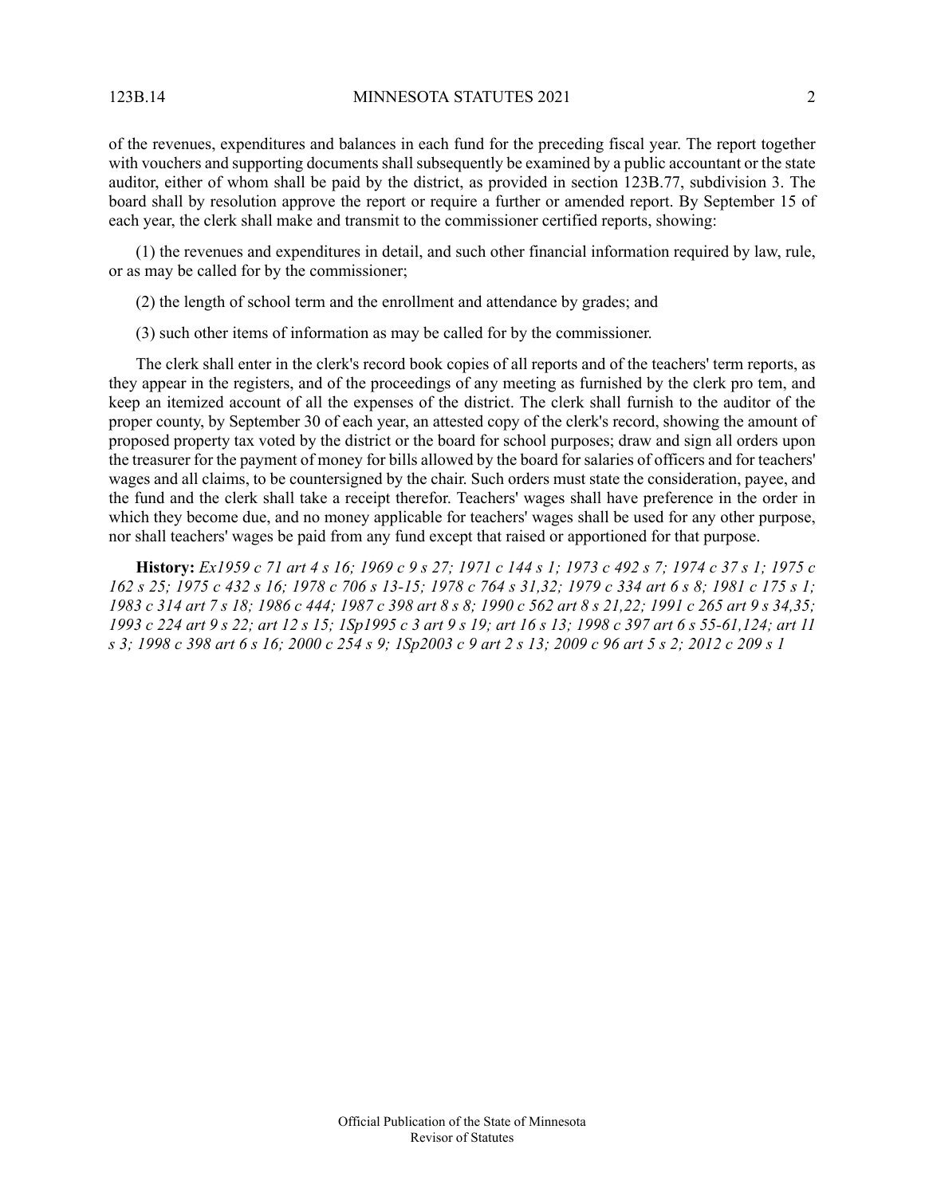of the revenues, expenditures and balances in each fund for the preceding fiscal year. The report together with vouchers and supporting documents shall subsequently be examined by a public accountant or the state auditor, either of whom shall be paid by the district, as provided in section 123B.77, subdivision 3. The board shall by resolution approve the report or require a further or amended report. By September 15 of each year, the clerk shall make and transmit to the commissioner certified reports, showing:

(1) the revenues and expenditures in detail, and such other financial information required by law, rule, or as may be called for by the commissioner;

(2) the length of school term and the enrollment and attendance by grades; and

(3) such other items of information as may be called for by the commissioner.

The clerk shall enter in the clerk's record book copies of all reports and of the teachers' term reports, as they appear in the registers, and of the proceedings of any meeting as furnished by the clerk pro tem, and keep an itemized account of all the expenses of the district. The clerk shall furnish to the auditor of the proper county, by September 30 of each year, an attested copy of the clerk's record, showing the amount of proposed property tax voted by the district or the board for school purposes; draw and sign all orders upon the treasurer for the payment of money for bills allowed by the board for salaries of officers and for teachers' wages and all claims, to be countersigned by the chair. Such orders must state the consideration, payee, and the fund and the clerk shall take a receipt therefor. Teachers' wages shall have preference in the order in which they become due, and no money applicable for teachers' wages shall be used for any other purpose, nor shall teachers' wages be paid from any fund except that raised or apportioned for that purpose.

**History:** *Ex1959 c 71 art 4 s 16; 1969 c 9 s 27; 1971 c 144 s 1; 1973 c 492 s 7; 1974 c 37 s 1; 1975 c 162 s 25; 1975 c 432 s 16; 1978 c 706 s 13-15; 1978 c 764 s 31,32; 1979 c 334 art 6 s 8; 1981 c 175 s 1; 1983 c 314 art 7 s 18; 1986 c 444; 1987 c 398 art 8 s 8; 1990 c 562 art 8 s 21,22; 1991 c 265 art 9 s 34,35; 1993 c 224 art 9 s 22; art 12 s 15; 1Sp1995 c 3 art 9 s 19; art 16 s 13; 1998 c 397 art 6 s 55-61,124; art 11 s 3; 1998 c 398 art 6 s 16; 2000 c 254 s 9; 1Sp2003 c 9 art 2 s 13; 2009 c 96 art 5 s 2; 2012 c 209 s 1*